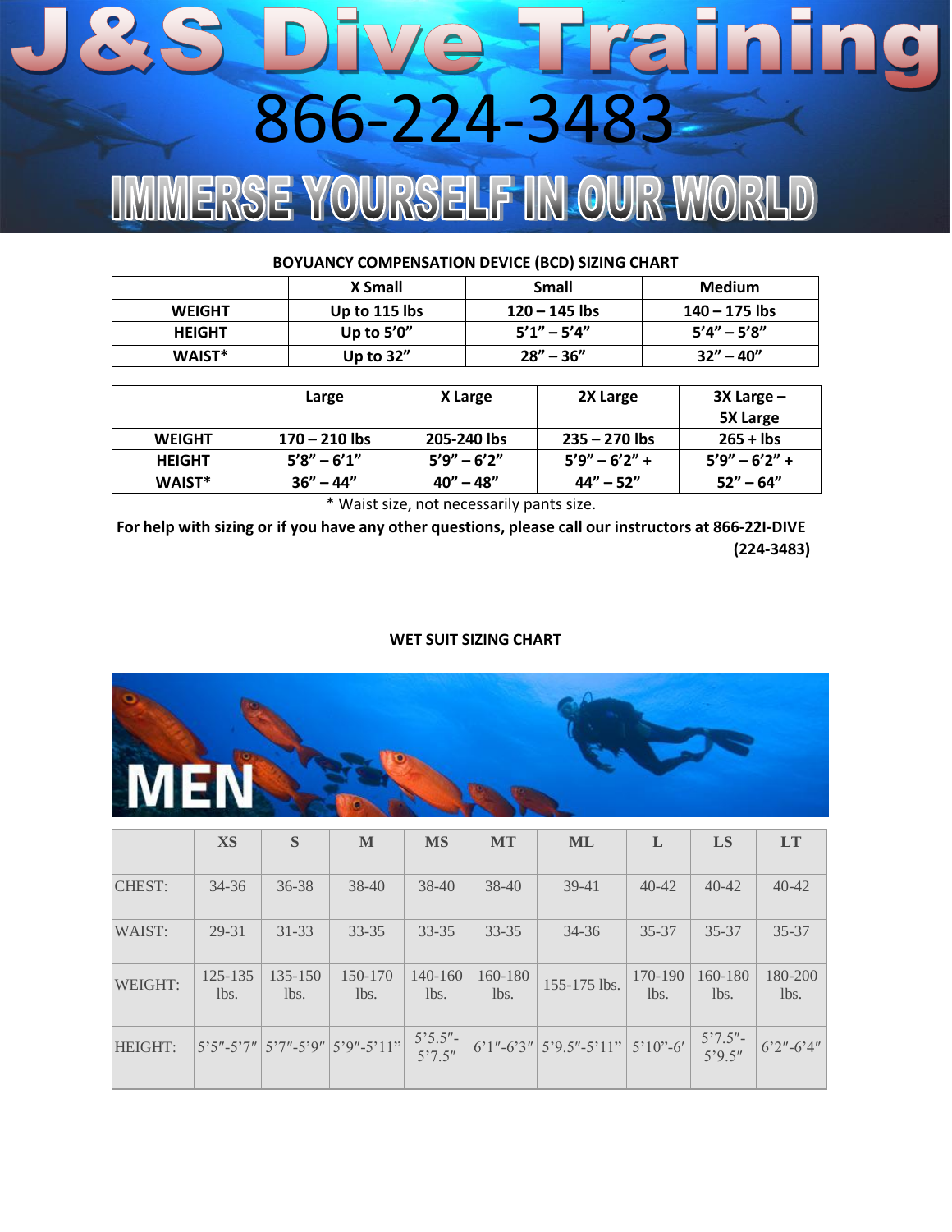# J&S Dive Training

866-224-3483

IMMERSE YOURSELF IN OUR WORLD

**BOYUANCY COMPENSATION DEVICE (BCD) SIZING CHART**

| | X Small | Small | Medium |
|---|---|---|---|
| **WEIGHT** | **Up to 115 lbs** | **120 – 145 lbs** | **140 – 175 lbs** |
| **HEIGHT** | **Up to 5'0"** | **5'1" – 5'4"** | **5'4" – 5'8"** |
| **WAIST*** | **Up to 32"** | **28" – 36"** | **32" – 40"** |

| | Large | X Large | 2X Large | 3X Large – 5X Large |
|---|---|---|---|---|
| **WEIGHT** | **170 – 210 lbs** | **205-240 lbs** | **235 – 270 lbs** | **265 + lbs** |
| **HEIGHT** | **5'8" – 6'1"** | **5'9" – 6'2"** | **5'9" – 6'2" +** | **5'9" – 6'2" +** |
| **WAIST*** | **36" – 44"** | **40" – 48"** | **44" – 52"** | **52" – 64"** |

\* Waist size, not necessarily pants size.

**For help with sizing or if you have any other questions, please call our instructors at 866-22I-DIVE (224-3483)**

**WET SUIT SIZING CHART**

## MEN

| | XS | S | M | MS | MT | ML | L | LS | LT |
|---|---|---|---|---|---|---|---|---|---|
| CHEST: | 34-36 | 36-38 | 38-40 | 38-40 | 38-40 | 39-41 | 40-42 | 40-42 | 40-42 |
| WAIST: | 29-31 | 31-33 | 33-35 | 33-35 | 33-35 | 34-36 | 35-37 | 35-37 | 35-37 |
| WEIGHT: | 125-135 lbs. | 135-150 lbs. | 150-170 lbs. | 140-160 lbs. | 160-180 lbs. | 155-175 lbs. | 170-190 lbs. | 160-180 lbs. | 180-200 lbs. |
| HEIGHT: | 5'5"-5'7" | 5'7"-5'9" | 5'9"-5'11" | 5'5.5"-5'7.5" | 6'1"-6'3" | 5'9.5"-5'11" | 5'10"-6' | 5'7.5"-5'9.5" | 6'2"-6'4" |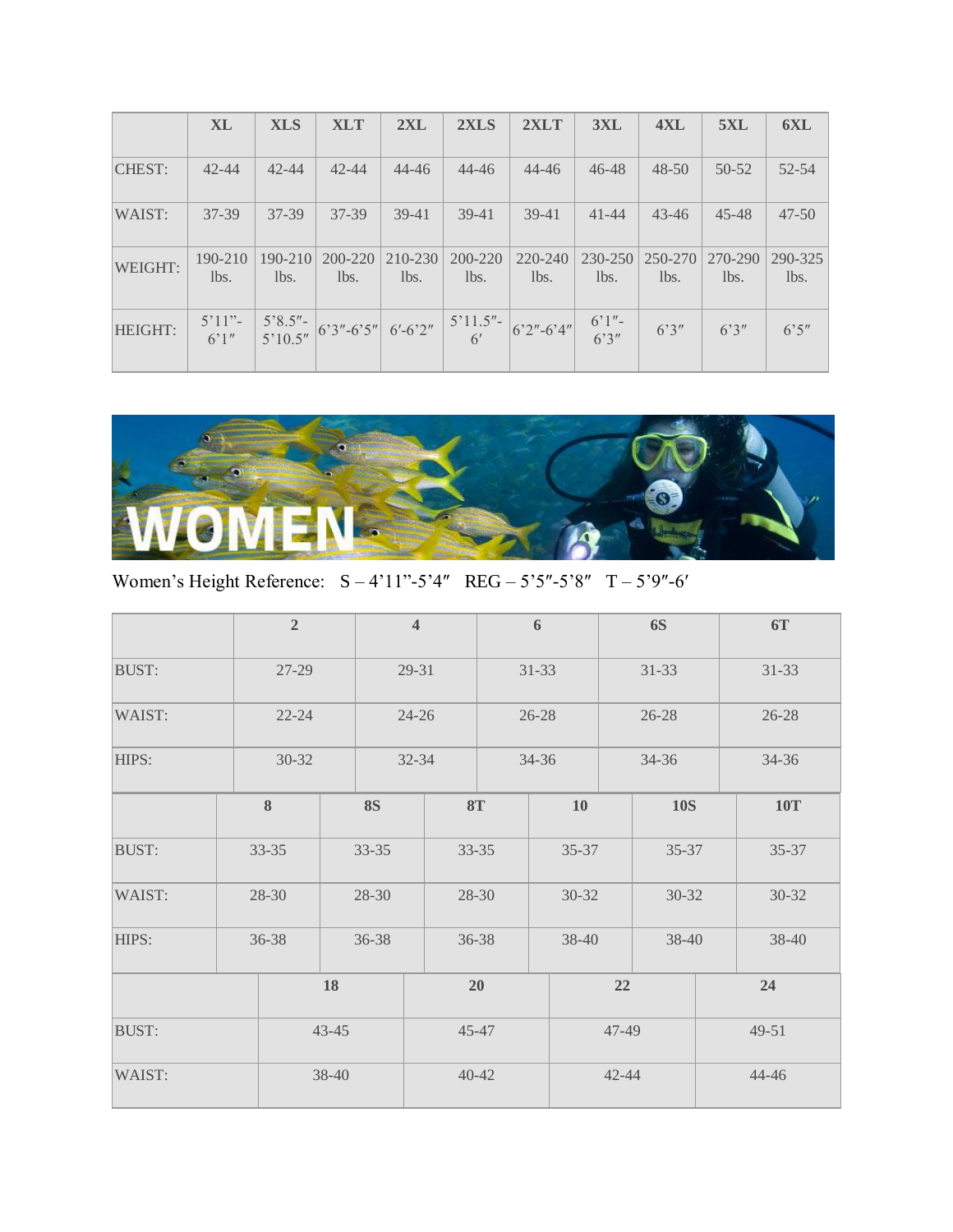| | XL | XLS | XLT | 2XL | 2XLS | 2XLT | 3XL | 4XL | 5XL | 6XL |
|---|---|---|---|---|---|---|---|---|---|---|
| CHEST: | 42-44 | 42-44 | 42-44 | 44-46 | 44-46 | 44-46 | 46-48 | 48-50 | 50-52 | 52-54 |
| WAIST: | 37-39 | 37-39 | 37-39 | 39-41 | 39-41 | 39-41 | 41-44 | 43-46 | 45-48 | 47-50 |
| WEIGHT: | 190-210 lbs. | 190-210 lbs. | 200-220 lbs. | 210-230 lbs. | 200-220 lbs. | 220-240 lbs. | 230-250 lbs. | 250-270 lbs. | 270-290 lbs. | 290-325 lbs. |
| HEIGHT: | 5'11"-6'1″ | 5'8.5″-5'10.5″ | 6'3″-6'5″ | 6′-6'2″ | 5'11.5″-6′ | 6'2″-6'4″ | 6'1″-6'3″ | 6'3″ | 6'3″ | 6'5″ |

# WOMEN

Women's Height Reference: S – 4'11"-5'4″ REG – 5'5″-5'8″ T – 5'9″-6′

| | 2 | 4 | 6 | 6S | 6T |
|---|---|---|---|---|---|
| BUST: | 27-29 | 29-31 | 31-33 | 31-33 | 31-33 |
| WAIST: | 22-24 | 24-26 | 26-28 | 26-28 | 26-28 |
| HIPS: | 30-32 | 32-34 | 34-36 | 34-36 | 34-36 |

| | 8 | 8S | 8T | 10 | 10S | 10T |
|---|---|---|---|---|---|---|
| BUST: | 33-35 | 33-35 | 33-35 | 35-37 | 35-37 | 35-37 |
| WAIST: | 28-30 | 28-30 | 28-30 | 30-32 | 30-32 | 30-32 |
| HIPS: | 36-38 | 36-38 | 36-38 | 38-40 | 38-40 | 38-40 |

| | 18 | 20 | 22 | 24 |
|---|---|---|---|---|
| BUST: | 43-45 | 45-47 | 47-49 | 49-51 |
| WAIST: | 38-40 | 40-42 | 42-44 | 44-46 |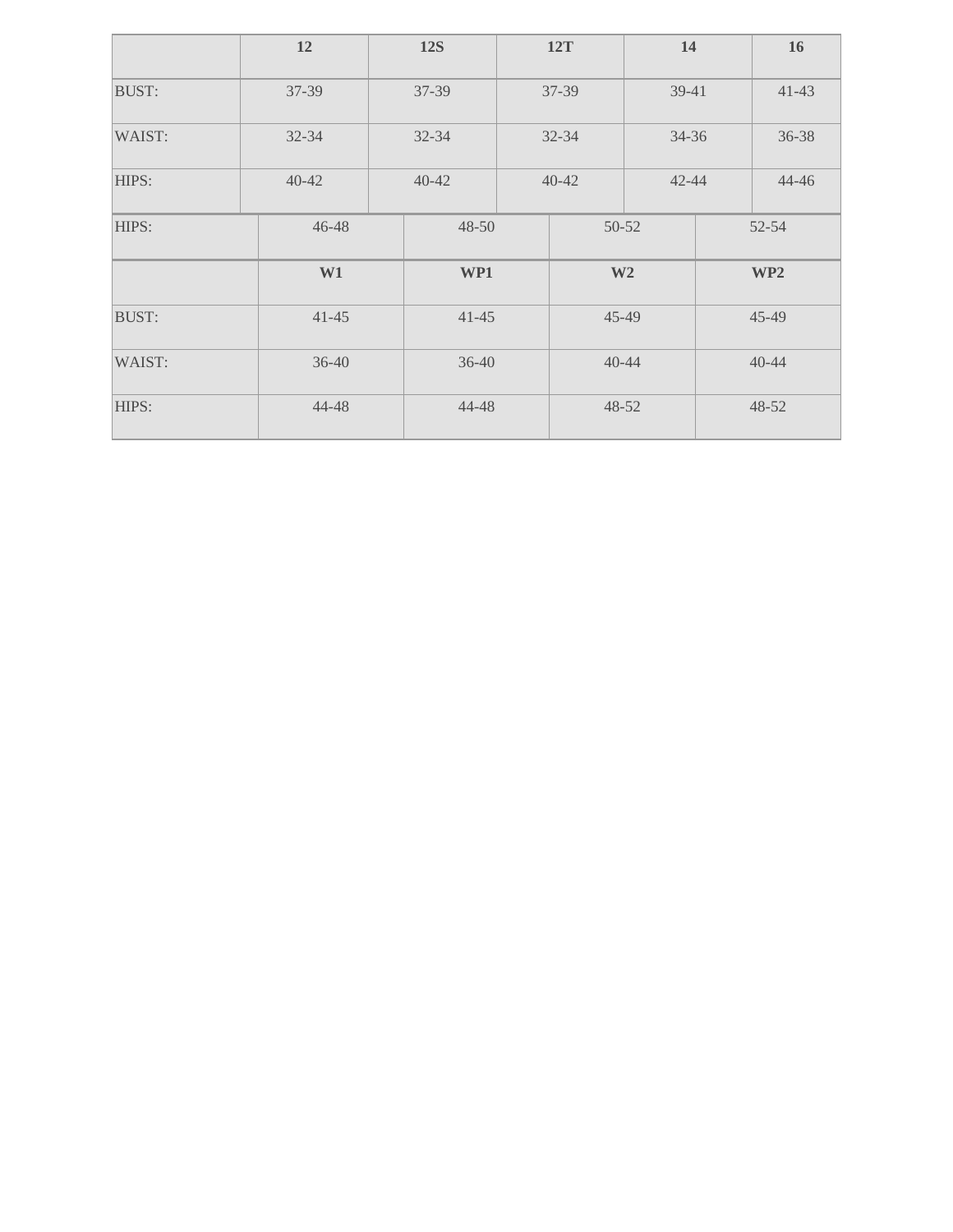| | 12 | 12S | 12T | 14 | 16 |
|---|---|---|---|---|---|
| BUST: | 37-39 | 37-39 | 37-39 | 39-41 | 41-43 |
| WAIST: | 32-34 | 32-34 | 32-34 | 34-36 | 36-38 |
| HIPS: | 40-42 | 40-42 | 40-42 | 42-44 | 44-46 |

| HIPS: | 46-48 | 48-50 | 50-52 | 52-54 |
|---|---|---|---|---|

| | W1 | WP1 | W2 | WP2 |
|---|---|---|---|---|
| BUST: | 41-45 | 41-45 | 45-49 | 45-49 |
| WAIST: | 36-40 | 36-40 | 40-44 | 40-44 |
| HIPS: | 44-48 | 44-48 | 48-52 | 48-52 |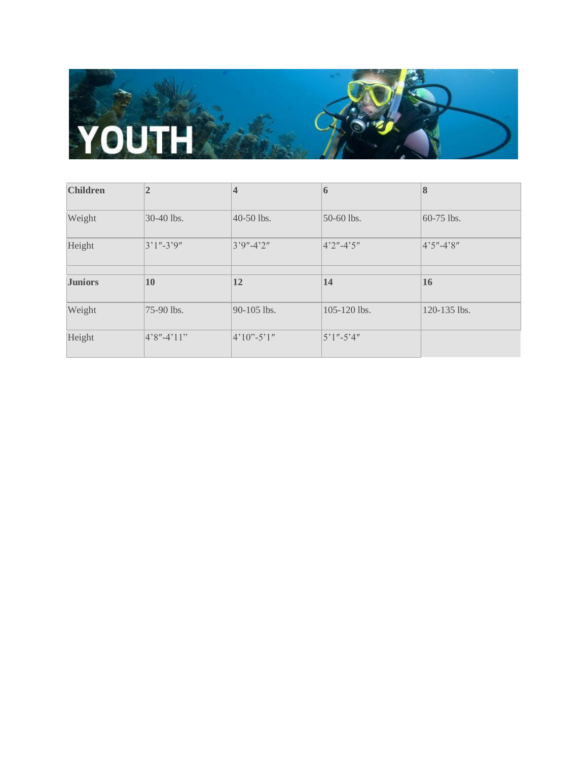# YOUTH

| **Children** | **2** | **4** | **6** | **8** |
|---|---|---|---|---|
| Weight | 30-40 lbs. | 40-50 lbs. | 50-60 lbs. | 60-75 lbs. |
| Height | 3’1″-3’9″ | 3’9″-4’2″ | 4’2″-4’5″ | 4’5″-4’8″ |
| | | | | |
| **Juniors** | **10** | **12** | **14** | **16** |
| Weight | 75-90 lbs. | 90-105 lbs. | 105-120 lbs. | 120-135 lbs. |
| Height | 4’8″-4’11” | 4’10”-5’1″ | 5’1″-5’4″ | |